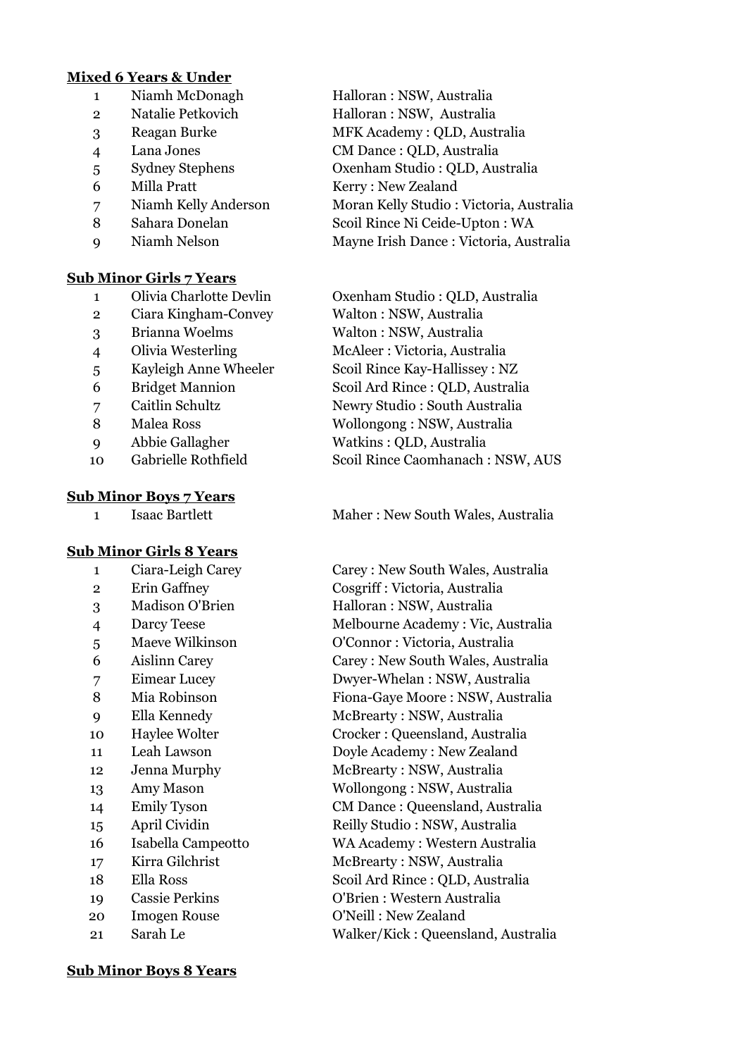**Mixed 6 Years & Under**

| | | |
|---|---|---|
| 1 | Niamh McDonagh | Halloran : NSW, Australia |
| 2 | Natalie Petkovich | Halloran : NSW, Australia |
| 3 | Reagan Burke | MFK Academy : QLD, Australia |
| 4 | Lana Jones | CM Dance : QLD, Australia |
| 5 | Sydney Stephens | Oxenham Studio : QLD, Australia |
| 6 | Milla Pratt | Kerry : New Zealand |
| 7 | Niamh Kelly Anderson | Moran Kelly Studio : Victoria, Australia |
| 8 | Sahara Donelan | Scoil Rince Ni Ceide-Upton : WA |
| 9 | Niamh Nelson | Mayne Irish Dance : Victoria, Australia |

**Sub Minor Girls 7 Years**

| | | |
|---|---|---|
| 1 | Olivia Charlotte Devlin | Oxenham Studio : QLD, Australia |
| 2 | Ciara Kingham-Convey | Walton : NSW, Australia |
| 3 | Brianna Woelms | Walton : NSW, Australia |
| 4 | Olivia Westerling | McAleer : Victoria, Australia |
| 5 | Kayleigh Anne Wheeler | Scoil Rince Kay-Hallissey : NZ |
| 6 | Bridget Mannion | Scoil Ard Rince : QLD, Australia |
| 7 | Caitlin Schultz | Newry Studio : South Australia |
| 8 | Malea Ross | Wollongong : NSW, Australia |
| 9 | Abbie Gallagher | Watkins : QLD, Australia |
| 10 | Gabrielle Rothfield | Scoil Rince Caomhanach : NSW, AUS |

**Sub Minor Boys 7 Years**

| | | |
|---|---|---|
| 1 | Isaac Bartlett | Maher : New South Wales, Australia |

**Sub Minor Girls 8 Years**

| | | |
|---|---|---|
| 1 | Ciara-Leigh Carey | Carey : New South Wales, Australia |
| 2 | Erin Gaffney | Cosgriff : Victoria, Australia |
| 3 | Madison O'Brien | Halloran : NSW, Australia |
| 4 | Darcy Teese | Melbourne Academy : Vic, Australia |
| 5 | Maeve Wilkinson | O'Connor : Victoria, Australia |
| 6 | Aislinn Carey | Carey : New South Wales, Australia |
| 7 | Eimear Lucey | Dwyer-Whelan : NSW, Australia |
| 8 | Mia Robinson | Fiona-Gaye Moore : NSW, Australia |
| 9 | Ella Kennedy | McBrearty : NSW, Australia |
| 10 | Haylee Wolter | Crocker : Queensland, Australia |
| 11 | Leah Lawson | Doyle Academy : New Zealand |
| 12 | Jenna Murphy | McBrearty : NSW, Australia |
| 13 | Amy Mason | Wollongong : NSW, Australia |
| 14 | Emily Tyson | CM Dance : Queensland, Australia |
| 15 | April Cividin | Reilly Studio : NSW, Australia |
| 16 | Isabella Campeotto | WA Academy : Western Australia |
| 17 | Kirra Gilchrist | McBrearty : NSW, Australia |
| 18 | Ella Ross | Scoil Ard Rince : QLD, Australia |
| 19 | Cassie Perkins | O'Brien : Western Australia |
| 20 | Imogen Rouse | O'Neill : New Zealand |
| 21 | Sarah Le | Walker/Kick : Queensland, Australia |

**Sub Minor Boys 8 Years**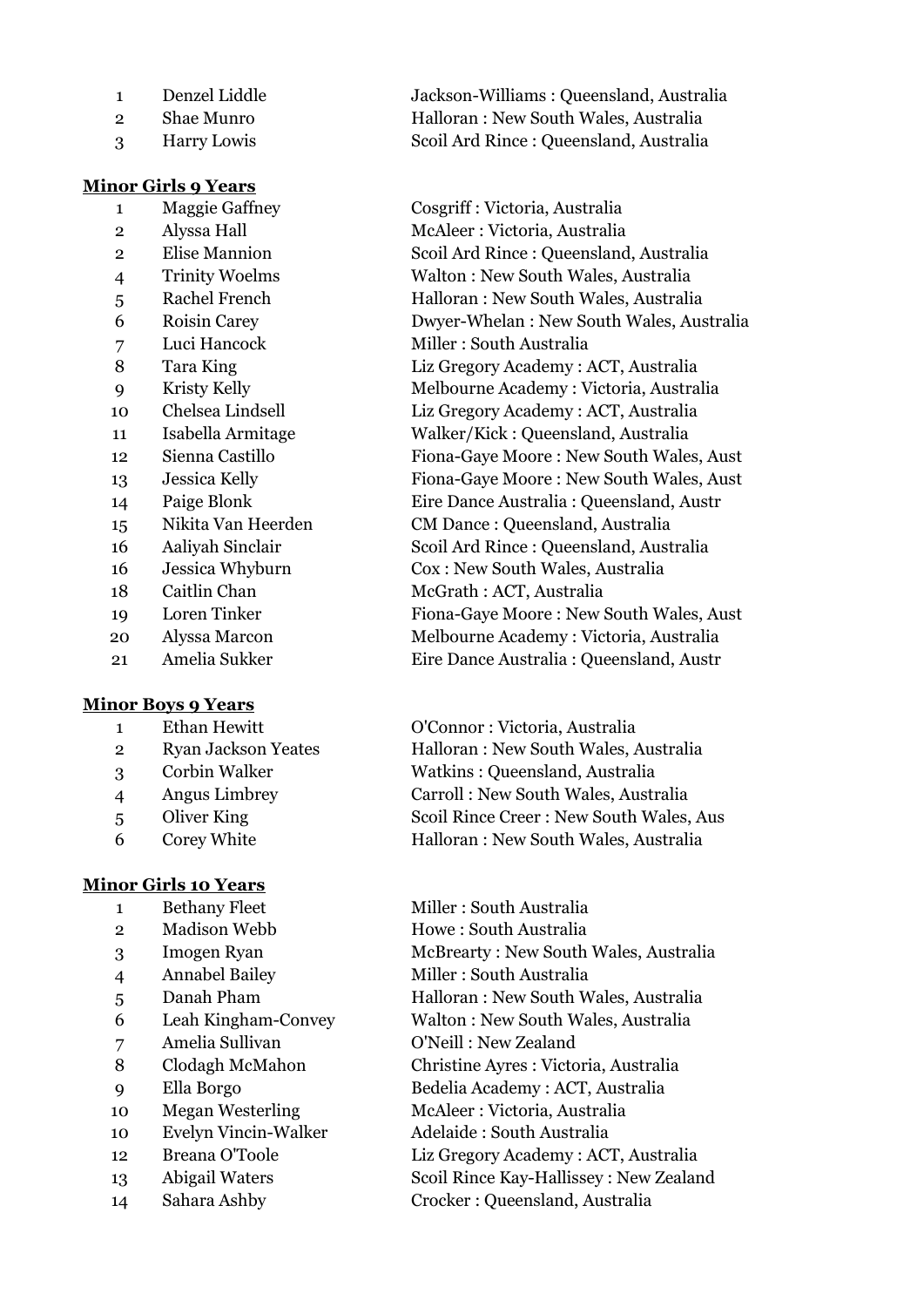| | | |
|---|---|---|
| 1 | Denzel Liddle | Jackson-Williams : Queensland, Australia |
| 2 | Shae Munro | Halloran : New South Wales, Australia |
| 3 | Harry Lowis | Scoil Ard Rince : Queensland, Australia |

**Minor Girls 9 Years**

| | | |
|---|---|---|
| 1 | Maggie Gaffney | Cosgriff : Victoria, Australia |
| 2 | Alyssa Hall | McAleer : Victoria, Australia |
| 2 | Elise Mannion | Scoil Ard Rince : Queensland, Australia |
| 4 | Trinity Woelms | Walton : New South Wales, Australia |
| 5 | Rachel French | Halloran : New South Wales, Australia |
| 6 | Roisin Carey | Dwyer-Whelan : New South Wales, Australia |
| 7 | Luci Hancock | Miller : South Australia |
| 8 | Tara King | Liz Gregory Academy : ACT, Australia |
| 9 | Kristy Kelly | Melbourne Academy : Victoria, Australia |
| 10 | Chelsea Lindsell | Liz Gregory Academy : ACT, Australia |
| 11 | Isabella Armitage | Walker/Kick : Queensland, Australia |
| 12 | Sienna Castillo | Fiona-Gaye Moore : New South Wales, Aust |
| 13 | Jessica Kelly | Fiona-Gaye Moore : New South Wales, Aust |
| 14 | Paige Blonk | Eire Dance Australia : Queensland, Austr |
| 15 | Nikita Van Heerden | CM Dance : Queensland, Australia |
| 16 | Aaliyah Sinclair | Scoil Ard Rince : Queensland, Australia |
| 16 | Jessica Whyburn | Cox : New South Wales, Australia |
| 18 | Caitlin Chan | McGrath : ACT, Australia |
| 19 | Loren Tinker | Fiona-Gaye Moore : New South Wales, Aust |
| 20 | Alyssa Marcon | Melbourne Academy : Victoria, Australia |
| 21 | Amelia Sukker | Eire Dance Australia : Queensland, Austr |

**Minor Boys 9 Years**

| | | |
|---|---|---|
| 1 | Ethan Hewitt | O'Connor : Victoria, Australia |
| 2 | Ryan Jackson Yeates | Halloran : New South Wales, Australia |
| 3 | Corbin Walker | Watkins : Queensland, Australia |
| 4 | Angus Limbrey | Carroll : New South Wales, Australia |
| 5 | Oliver King | Scoil Rince Creer : New South Wales, Aus |
| 6 | Corey White | Halloran : New South Wales, Australia |

**Minor Girls 10 Years**

| | | |
|---|---|---|
| 1 | Bethany Fleet | Miller : South Australia |
| 2 | Madison Webb | Howe : South Australia |
| 3 | Imogen Ryan | McBrearty : New South Wales, Australia |
| 4 | Annabel Bailey | Miller : South Australia |
| 5 | Danah Pham | Halloran : New South Wales, Australia |
| 6 | Leah Kingham-Convey | Walton : New South Wales, Australia |
| 7 | Amelia Sullivan | O'Neill : New Zealand |
| 8 | Clodagh McMahon | Christine Ayres : Victoria, Australia |
| 9 | Ella Borgo | Bedelia Academy : ACT, Australia |
| 10 | Megan Westerling | McAleer : Victoria, Australia |
| 10 | Evelyn Vincin-Walker | Adelaide : South Australia |
| 12 | Breana O'Toole | Liz Gregory Academy : ACT, Australia |
| 13 | Abigail Waters | Scoil Rince Kay-Hallissey : New Zealand |
| 14 | Sahara Ashby | Crocker : Queensland, Australia |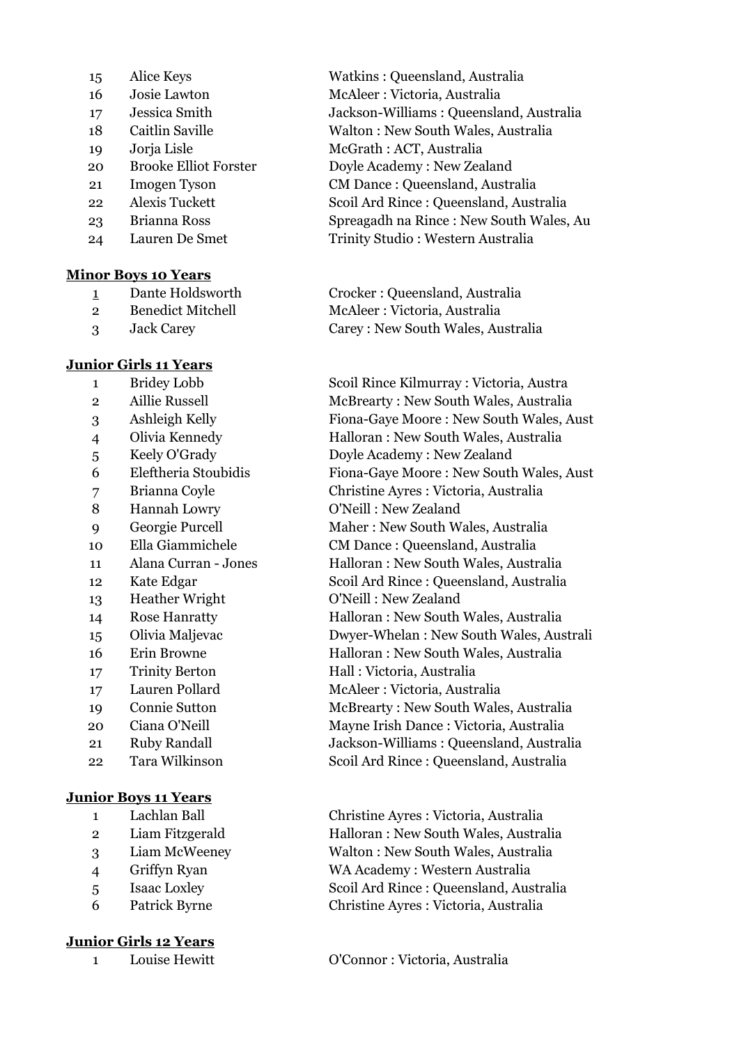| | | |
|---|---|---|
| 15 | Alice Keys | Watkins : Queensland, Australia |
| 16 | Josie Lawton | McAleer : Victoria, Australia |
| 17 | Jessica Smith | Jackson-Williams : Queensland, Australia |
| 18 | Caitlin Saville | Walton : New South Wales, Australia |
| 19 | Jorja Lisle | McGrath : ACT, Australia |
| 20 | Brooke Elliot Forster | Doyle Academy : New Zealand |
| 21 | Imogen Tyson | CM Dance : Queensland, Australia |
| 22 | Alexis Tuckett | Scoil Ard Rince : Queensland, Australia |
| 23 | Brianna Ross | Spreagadh na Rince : New South Wales, Au |
| 24 | Lauren De Smet | Trinity Studio : Western Australia |

**Minor Boys 10 Years**

| | | |
|---|---|---|
| 1 | Dante Holdsworth | Crocker : Queensland, Australia |
| 2 | Benedict Mitchell | McAleer : Victoria, Australia |
| 3 | Jack Carey | Carey : New South Wales, Australia |

**Junior Girls 11 Years**

| | | |
|---|---|---|
| 1 | Bridey Lobb | Scoil Rince Kilmurray : Victoria, Austra |
| 2 | Aillie Russell | McBrearty : New South Wales, Australia |
| 3 | Ashleigh Kelly | Fiona-Gaye Moore : New South Wales, Aust |
| 4 | Olivia Kennedy | Halloran : New South Wales, Australia |
| 5 | Keely O'Grady | Doyle Academy : New Zealand |
| 6 | Eleftheria Stoubidis | Fiona-Gaye Moore : New South Wales, Aust |
| 7 | Brianna Coyle | Christine Ayres : Victoria, Australia |
| 8 | Hannah Lowry | O'Neill : New Zealand |
| 9 | Georgie Purcell | Maher : New South Wales, Australia |
| 10 | Ella Giammichele | CM Dance : Queensland, Australia |
| 11 | Alana Curran - Jones | Halloran : New South Wales, Australia |
| 12 | Kate Edgar | Scoil Ard Rince : Queensland, Australia |
| 13 | Heather Wright | O'Neill : New Zealand |
| 14 | Rose Hanratty | Halloran : New South Wales, Australia |
| 15 | Olivia Maljevac | Dwyer-Whelan : New South Wales, Australi |
| 16 | Erin Browne | Halloran : New South Wales, Australia |
| 17 | Trinity Berton | Hall : Victoria, Australia |
| 17 | Lauren Pollard | McAleer : Victoria, Australia |
| 19 | Connie Sutton | McBrearty : New South Wales, Australia |
| 20 | Ciana O'Neill | Mayne Irish Dance : Victoria, Australia |
| 21 | Ruby Randall | Jackson-Williams : Queensland, Australia |
| 22 | Tara Wilkinson | Scoil Ard Rince : Queensland, Australia |

**Junior Boys 11 Years**

| | | |
|---|---|---|
| 1 | Lachlan Ball | Christine Ayres : Victoria, Australia |
| 2 | Liam Fitzgerald | Halloran : New South Wales, Australia |
| 3 | Liam McWeeney | Walton : New South Wales, Australia |
| 4 | Griffyn Ryan | WA Academy : Western Australia |
| 5 | Isaac Loxley | Scoil Ard Rince : Queensland, Australia |
| 6 | Patrick Byrne | Christine Ayres : Victoria, Australia |

**Junior Girls 12 Years**

| | | |
|---|---|---|
| 1 | Louise Hewitt | O'Connor : Victoria, Australia |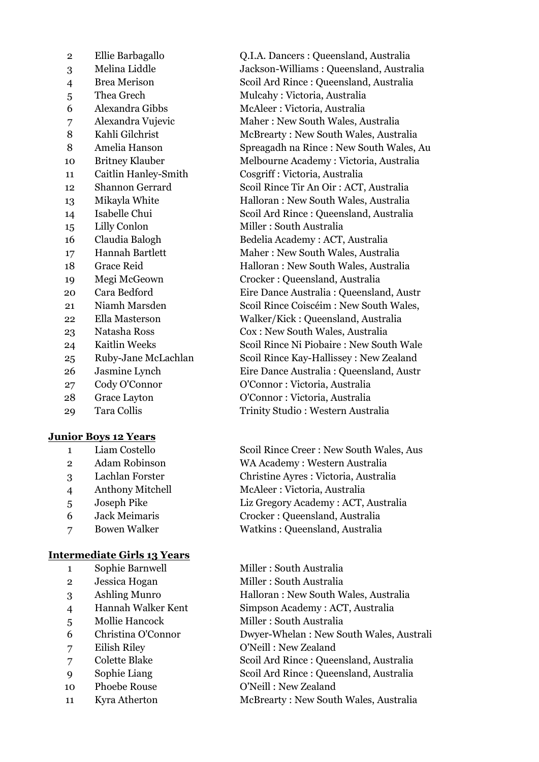| | | |
|---|---|---|
| 2 | Ellie Barbagallo | Q.I.A. Dancers : Queensland, Australia |
| 3 | Melina Liddle | Jackson-Williams : Queensland, Australia |
| 4 | Brea Merison | Scoil Ard Rince : Queensland, Australia |
| 5 | Thea Grech | Mulcahy : Victoria, Australia |
| 6 | Alexandra Gibbs | McAleer : Victoria, Australia |
| 7 | Alexandra Vujevic | Maher : New South Wales, Australia |
| 8 | Kahli Gilchrist | McBrearty : New South Wales, Australia |
| 8 | Amelia Hanson | Spreagadh na Rince : New South Wales, Au |
| 10 | Britney Klauber | Melbourne Academy : Victoria, Australia |
| 11 | Caitlin Hanley-Smith | Cosgriff : Victoria, Australia |
| 12 | Shannon Gerrard | Scoil Rince Tir An Oir : ACT, Australia |
| 13 | Mikayla White | Halloran : New South Wales, Australia |
| 14 | Isabelle Chui | Scoil Ard Rince : Queensland, Australia |
| 15 | Lilly Conlon | Miller : South Australia |
| 16 | Claudia Balogh | Bedelia Academy : ACT, Australia |
| 17 | Hannah Bartlett | Maher : New South Wales, Australia |
| 18 | Grace Reid | Halloran : New South Wales, Australia |
| 19 | Megi McGeown | Crocker : Queensland, Australia |
| 20 | Cara Bedford | Eire Dance Australia : Queensland, Austr |
| 21 | Niamh Marsden | Scoil Rince Coiscéim : New South Wales, |
| 22 | Ella Masterson | Walker/Kick : Queensland, Australia |
| 23 | Natasha Ross | Cox : New South Wales, Australia |
| 24 | Kaitlin Weeks | Scoil Rince Ni Piobaire : New South Wale |
| 25 | Ruby-Jane McLachlan | Scoil Rince Kay-Hallissey : New Zealand |
| 26 | Jasmine Lynch | Eire Dance Australia : Queensland, Austr |
| 27 | Cody O'Connor | O'Connor : Victoria, Australia |
| 28 | Grace Layton | O'Connor : Victoria, Australia |
| 29 | Tara Collis | Trinity Studio : Western Australia |

**Junior Boys 12 Years**

| | | |
|---|---|---|
| 1 | Liam Costello | Scoil Rince Creer : New South Wales, Aus |
| 2 | Adam Robinson | WA Academy : Western Australia |
| 3 | Lachlan Forster | Christine Ayres : Victoria, Australia |
| 4 | Anthony Mitchell | McAleer : Victoria, Australia |
| 5 | Joseph Pike | Liz Gregory Academy : ACT, Australia |
| 6 | Jack Meimaris | Crocker : Queensland, Australia |
| 7 | Bowen Walker | Watkins : Queensland, Australia |

**Intermediate Girls 13 Years**

| | | |
|---|---|---|
| 1 | Sophie Barnwell | Miller : South Australia |
| 2 | Jessica Hogan | Miller : South Australia |
| 3 | Ashling Munro | Halloran : New South Wales, Australia |
| 4 | Hannah Walker Kent | Simpson Academy : ACT, Australia |
| 5 | Mollie Hancock | Miller : South Australia |
| 6 | Christina O'Connor | Dwyer-Whelan : New South Wales, Australi |
| 7 | Eilish Riley | O'Neill : New Zealand |
| 7 | Colette Blake | Scoil Ard Rince : Queensland, Australia |
| 9 | Sophie Liang | Scoil Ard Rince : Queensland, Australia |
| 10 | Phoebe Rouse | O'Neill : New Zealand |
| 11 | Kyra Atherton | McBrearty : New South Wales, Australia |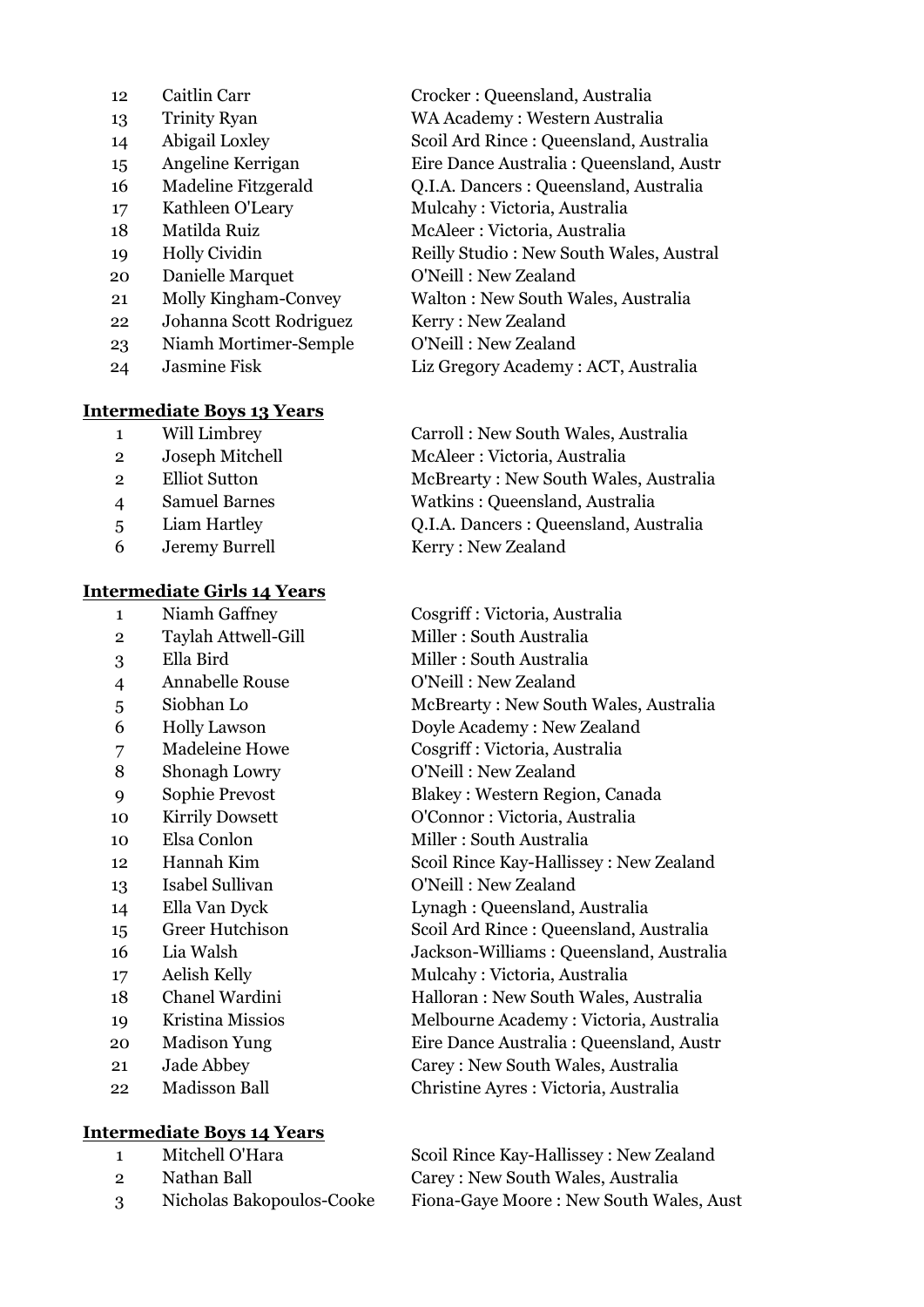| | | |
|---|---|---|
| 12 | Caitlin Carr | Crocker : Queensland, Australia |
| 13 | Trinity Ryan | WA Academy : Western Australia |
| 14 | Abigail Loxley | Scoil Ard Rince : Queensland, Australia |
| 15 | Angeline Kerrigan | Eire Dance Australia : Queensland, Austr |
| 16 | Madeline Fitzgerald | Q.I.A. Dancers : Queensland, Australia |
| 17 | Kathleen O'Leary | Mulcahy : Victoria, Australia |
| 18 | Matilda Ruiz | McAleer : Victoria, Australia |
| 19 | Holly Cividin | Reilly Studio : New South Wales, Austral |
| 20 | Danielle Marquet | O'Neill : New Zealand |
| 21 | Molly Kingham-Convey | Walton : New South Wales, Australia |
| 22 | Johanna Scott Rodriguez | Kerry : New Zealand |
| 23 | Niamh Mortimer-Semple | O'Neill : New Zealand |
| 24 | Jasmine Fisk | Liz Gregory Academy : ACT, Australia |

**Intermediate Boys 13 Years**

| | | |
|---|---|---|
| 1 | Will Limbrey | Carroll : New South Wales, Australia |
| 2 | Joseph Mitchell | McAleer : Victoria, Australia |
| 2 | Elliot Sutton | McBrearty : New South Wales, Australia |
| 4 | Samuel Barnes | Watkins : Queensland, Australia |
| 5 | Liam Hartley | Q.I.A. Dancers : Queensland, Australia |
| 6 | Jeremy Burrell | Kerry : New Zealand |

**Intermediate Girls 14 Years**

| | | |
|---|---|---|
| 1 | Niamh Gaffney | Cosgriff : Victoria, Australia |
| 2 | Taylah Attwell-Gill | Miller : South Australia |
| 3 | Ella Bird | Miller : South Australia |
| 4 | Annabelle Rouse | O'Neill : New Zealand |
| 5 | Siobhan Lo | McBrearty : New South Wales, Australia |
| 6 | Holly Lawson | Doyle Academy : New Zealand |
| 7 | Madeleine Howe | Cosgriff : Victoria, Australia |
| 8 | Shonagh Lowry | O'Neill : New Zealand |
| 9 | Sophie Prevost | Blakey : Western Region, Canada |
| 10 | Kirrily Dowsett | O'Connor : Victoria, Australia |
| 10 | Elsa Conlon | Miller : South Australia |
| 12 | Hannah Kim | Scoil Rince Kay-Hallissey : New Zealand |
| 13 | Isabel Sullivan | O'Neill : New Zealand |
| 14 | Ella Van Dyck | Lynagh : Queensland, Australia |
| 15 | Greer Hutchison | Scoil Ard Rince : Queensland, Australia |
| 16 | Lia Walsh | Jackson-Williams : Queensland, Australia |
| 17 | Aelish Kelly | Mulcahy : Victoria, Australia |
| 18 | Chanel Wardini | Halloran : New South Wales, Australia |
| 19 | Kristina Missios | Melbourne Academy : Victoria, Australia |
| 20 | Madison Yung | Eire Dance Australia : Queensland, Austr |
| 21 | Jade Abbey | Carey : New South Wales, Australia |
| 22 | Madisson Ball | Christine Ayres : Victoria, Australia |

**Intermediate Boys 14 Years**

| | | |
|---|---|---|
| 1 | Mitchell O'Hara | Scoil Rince Kay-Hallissey : New Zealand |
| 2 | Nathan Ball | Carey : New South Wales, Australia |
| 3 | Nicholas Bakopoulos-Cooke | Fiona-Gaye Moore : New South Wales, Aust |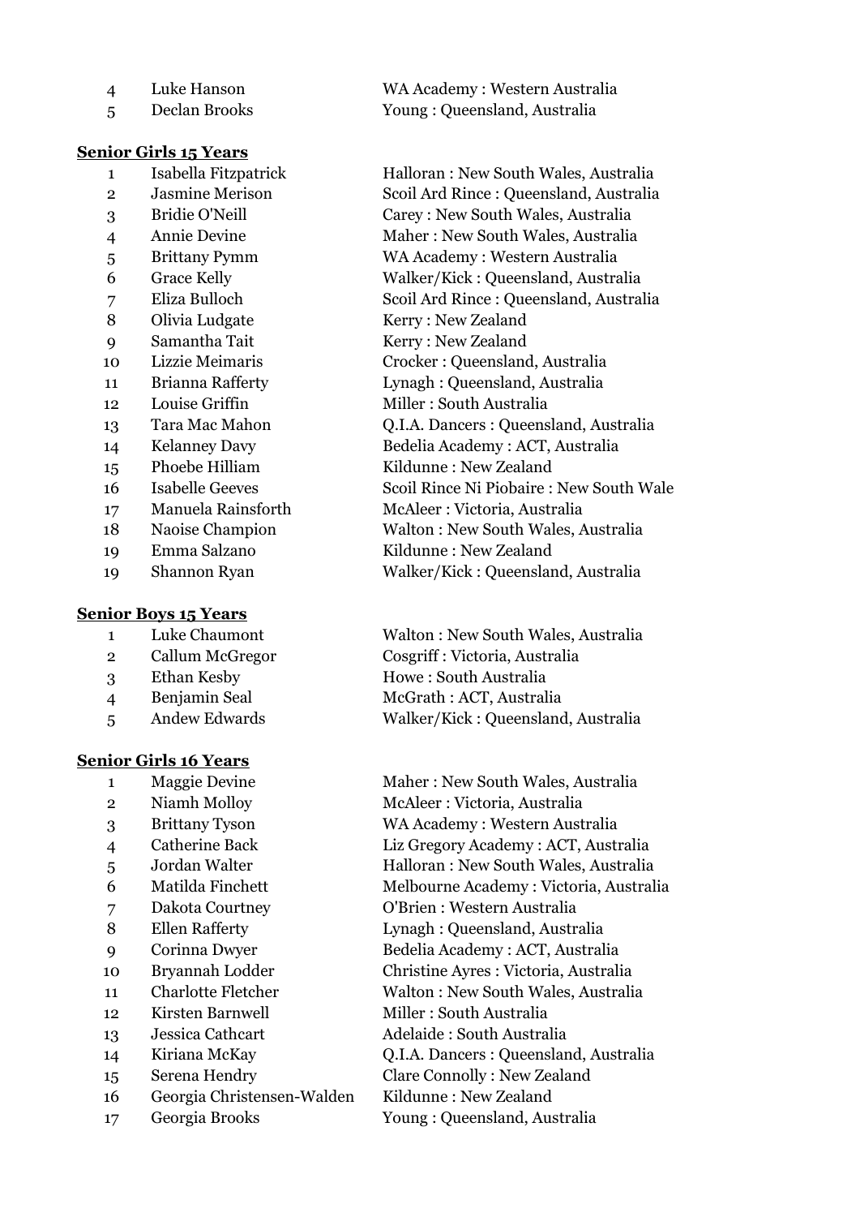| | | |
|---|---|---|
| 4 | Luke Hanson | WA Academy : Western Australia |
| 5 | Declan Brooks | Young : Queensland, Australia |

**Senior Girls 15 Years**

| | | |
|---|---|---|
| 1 | Isabella Fitzpatrick | Halloran : New South Wales, Australia |
| 2 | Jasmine Merison | Scoil Ard Rince : Queensland, Australia |
| 3 | Bridie O'Neill | Carey : New South Wales, Australia |
| 4 | Annie Devine | Maher : New South Wales, Australia |
| 5 | Brittany Pymm | WA Academy : Western Australia |
| 6 | Grace Kelly | Walker/Kick : Queensland, Australia |
| 7 | Eliza Bulloch | Scoil Ard Rince : Queensland, Australia |
| 8 | Olivia Ludgate | Kerry : New Zealand |
| 9 | Samantha Tait | Kerry : New Zealand |
| 10 | Lizzie Meimaris | Crocker : Queensland, Australia |
| 11 | Brianna Rafferty | Lynagh : Queensland, Australia |
| 12 | Louise Griffin | Miller : South Australia |
| 13 | Tara Mac Mahon | Q.I.A. Dancers : Queensland, Australia |
| 14 | Kelanney Davy | Bedelia Academy : ACT, Australia |
| 15 | Phoebe Hilliam | Kildunne : New Zealand |
| 16 | Isabelle Geeves | Scoil Rince Ni Piobaire : New South Wale |
| 17 | Manuela Rainsforth | McAleer : Victoria, Australia |
| 18 | Naoise Champion | Walton : New South Wales, Australia |
| 19 | Emma Salzano | Kildunne : New Zealand |
| 19 | Shannon Ryan | Walker/Kick : Queensland, Australia |

**Senior Boys 15 Years**

| | | |
|---|---|---|
| 1 | Luke Chaumont | Walton : New South Wales, Australia |
| 2 | Callum McGregor | Cosgriff : Victoria, Australia |
| 3 | Ethan Kesby | Howe : South Australia |
| 4 | Benjamin Seal | McGrath : ACT, Australia |
| 5 | Andew Edwards | Walker/Kick : Queensland, Australia |

**Senior Girls 16 Years**

| | | |
|---|---|---|
| 1 | Maggie Devine | Maher : New South Wales, Australia |
| 2 | Niamh Molloy | McAleer : Victoria, Australia |
| 3 | Brittany Tyson | WA Academy : Western Australia |
| 4 | Catherine Back | Liz Gregory Academy : ACT, Australia |
| 5 | Jordan Walter | Halloran : New South Wales, Australia |
| 6 | Matilda Finchett | Melbourne Academy : Victoria, Australia |
| 7 | Dakota Courtney | O'Brien : Western Australia |
| 8 | Ellen Rafferty | Lynagh : Queensland, Australia |
| 9 | Corinna Dwyer | Bedelia Academy : ACT, Australia |
| 10 | Bryannah Lodder | Christine Ayres : Victoria, Australia |
| 11 | Charlotte Fletcher | Walton : New South Wales, Australia |
| 12 | Kirsten Barnwell | Miller : South Australia |
| 13 | Jessica Cathcart | Adelaide : South Australia |
| 14 | Kiriana McKay | Q.I.A. Dancers : Queensland, Australia |
| 15 | Serena Hendry | Clare Connolly : New Zealand |
| 16 | Georgia Christensen-Walden | Kildunne : New Zealand |
| 17 | Georgia Brooks | Young : Queensland, Australia |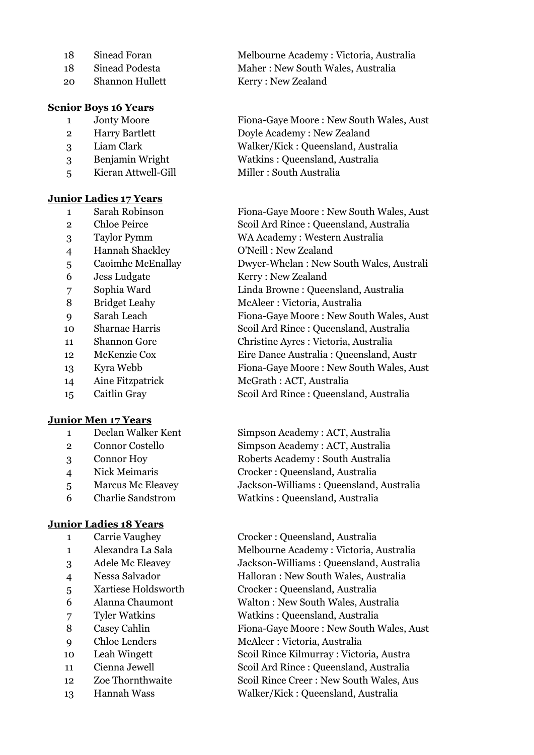| | | |
|---|---|---|
| 18 | Sinead Foran | Melbourne Academy : Victoria, Australia |
| 18 | Sinead Podesta | Maher : New South Wales, Australia |
| 20 | Shannon Hullett | Kerry : New Zealand |

**Senior Boys 16 Years**

| | | |
|---|---|---|
| 1 | Jonty Moore | Fiona-Gaye Moore : New South Wales, Aust |
| 2 | Harry Bartlett | Doyle Academy : New Zealand |
| 3 | Liam Clark | Walker/Kick : Queensland, Australia |
| 3 | Benjamin Wright | Watkins : Queensland, Australia |
| 5 | Kieran Attwell-Gill | Miller : South Australia |

**Junior Ladies 17 Years**

| | | |
|---|---|---|
| 1 | Sarah Robinson | Fiona-Gaye Moore : New South Wales, Aust |
| 2 | Chloe Peirce | Scoil Ard Rince : Queensland, Australia |
| 3 | Taylor Pymm | WA Academy : Western Australia |
| 4 | Hannah Shackley | O'Neill : New Zealand |
| 5 | Caoimhe McEnallay | Dwyer-Whelan : New South Wales, Australi |
| 6 | Jess Ludgate | Kerry : New Zealand |
| 7 | Sophia Ward | Linda Browne : Queensland, Australia |
| 8 | Bridget Leahy | McAleer : Victoria, Australia |
| 9 | Sarah Leach | Fiona-Gaye Moore : New South Wales, Aust |
| 10 | Sharnae Harris | Scoil Ard Rince : Queensland, Australia |
| 11 | Shannon Gore | Christine Ayres : Victoria, Australia |
| 12 | McKenzie Cox | Eire Dance Australia : Queensland, Austr |
| 13 | Kyra Webb | Fiona-Gaye Moore : New South Wales, Aust |
| 14 | Aine Fitzpatrick | McGrath : ACT, Australia |
| 15 | Caitlin Gray | Scoil Ard Rince : Queensland, Australia |

**Junior Men 17 Years**

| | | |
|---|---|---|
| 1 | Declan Walker Kent | Simpson Academy : ACT, Australia |
| 2 | Connor Costello | Simpson Academy : ACT, Australia |
| 3 | Connor Hoy | Roberts Academy : South Australia |
| 4 | Nick Meimaris | Crocker : Queensland, Australia |
| 5 | Marcus Mc Eleavey | Jackson-Williams : Queensland, Australia |
| 6 | Charlie Sandstrom | Watkins : Queensland, Australia |

**Junior Ladies 18 Years**

| | | |
|---|---|---|
| 1 | Carrie Vaughey | Crocker : Queensland, Australia |
| 1 | Alexandra La Sala | Melbourne Academy : Victoria, Australia |
| 3 | Adele Mc Eleavey | Jackson-Williams : Queensland, Australia |
| 4 | Nessa Salvador | Halloran : New South Wales, Australia |
| 5 | Xartiese Holdsworth | Crocker : Queensland, Australia |
| 6 | Alanna Chaumont | Walton : New South Wales, Australia |
| 7 | Tyler Watkins | Watkins : Queensland, Australia |
| 8 | Casey Cahlin | Fiona-Gaye Moore : New South Wales, Aust |
| 9 | Chloe Lenders | McAleer : Victoria, Australia |
| 10 | Leah Wingett | Scoil Rince Kilmurray : Victoria, Austra |
| 11 | Cienna Jewell | Scoil Ard Rince : Queensland, Australia |
| 12 | Zoe Thornthwaite | Scoil Rince Creer : New South Wales, Aus |
| 13 | Hannah Wass | Walker/Kick : Queensland, Australia |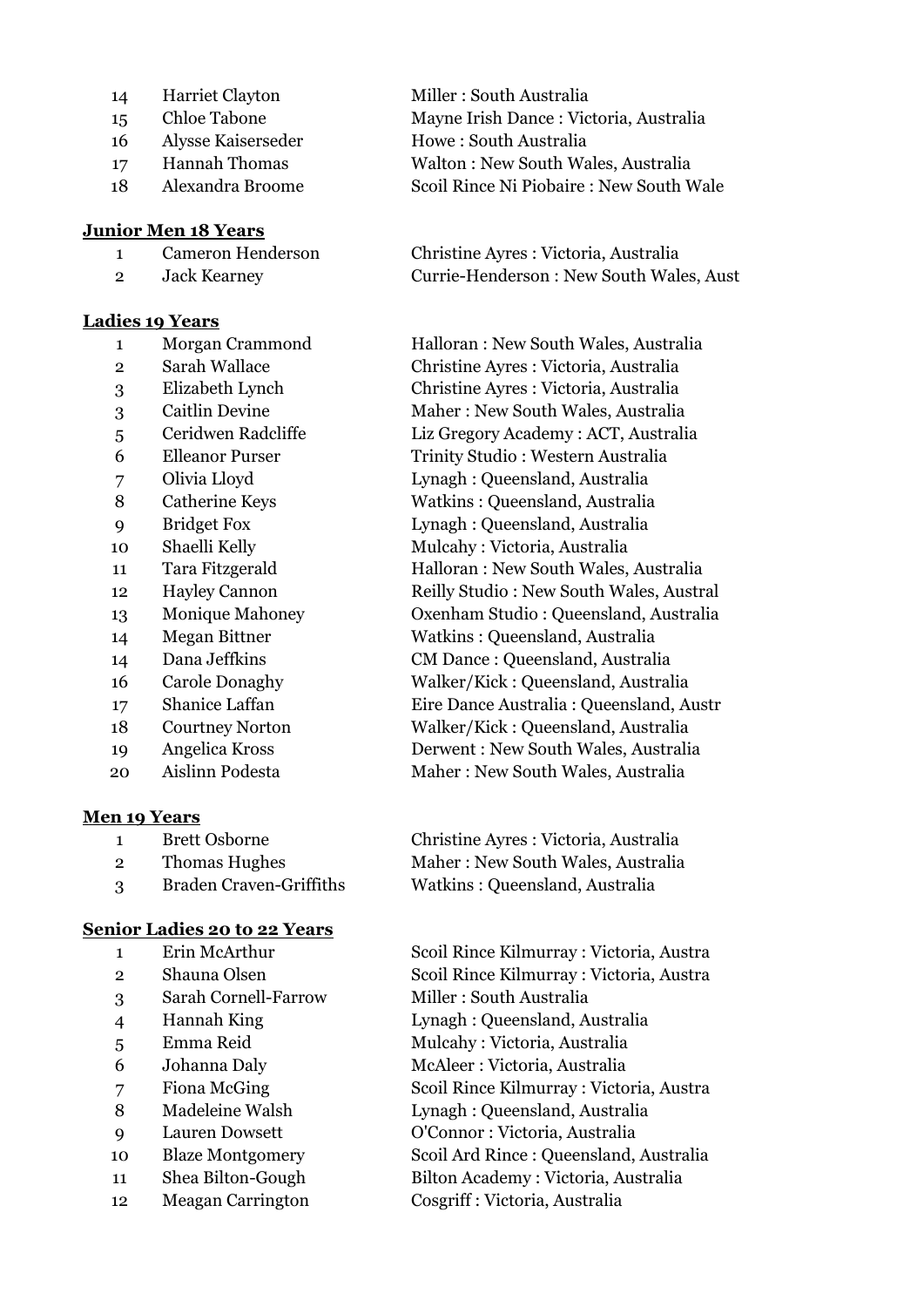| | | |
|---|---|---|
| 14 | Harriet Clayton | Miller : South Australia |
| 15 | Chloe Tabone | Mayne Irish Dance : Victoria, Australia |
| 16 | Alysse Kaiserseder | Howe : South Australia |
| 17 | Hannah Thomas | Walton : New South Wales, Australia |
| 18 | Alexandra Broome | Scoil Rince Ni Piobaire : New South Wale |

**Junior Men 18 Years**

| | | |
|---|---|---|
| 1 | Cameron Henderson | Christine Ayres : Victoria, Australia |
| 2 | Jack Kearney | Currie-Henderson : New South Wales, Aust |

**Ladies 19 Years**

| | | |
|---|---|---|
| 1 | Morgan Crammond | Halloran : New South Wales, Australia |
| 2 | Sarah Wallace | Christine Ayres : Victoria, Australia |
| 3 | Elizabeth Lynch | Christine Ayres : Victoria, Australia |
| 3 | Caitlin Devine | Maher : New South Wales, Australia |
| 5 | Ceridwen Radcliffe | Liz Gregory Academy : ACT, Australia |
| 6 | Elleanor Purser | Trinity Studio : Western Australia |
| 7 | Olivia Lloyd | Lynagh : Queensland, Australia |
| 8 | Catherine Keys | Watkins : Queensland, Australia |
| 9 | Bridget Fox | Lynagh : Queensland, Australia |
| 10 | Shaelli Kelly | Mulcahy : Victoria, Australia |
| 11 | Tara Fitzgerald | Halloran : New South Wales, Australia |
| 12 | Hayley Cannon | Reilly Studio : New South Wales, Austral |
| 13 | Monique Mahoney | Oxenham Studio : Queensland, Australia |
| 14 | Megan Bittner | Watkins : Queensland, Australia |
| 14 | Dana Jeffkins | CM Dance : Queensland, Australia |
| 16 | Carole Donaghy | Walker/Kick : Queensland, Australia |
| 17 | Shanice Laffan | Eire Dance Australia : Queensland, Austr |
| 18 | Courtney Norton | Walker/Kick : Queensland, Australia |
| 19 | Angelica Kross | Derwent : New South Wales, Australia |
| 20 | Aislinn Podesta | Maher : New South Wales, Australia |

**Men 19 Years**

| | | |
|---|---|---|
| 1 | Brett Osborne | Christine Ayres : Victoria, Australia |
| 2 | Thomas Hughes | Maher : New South Wales, Australia |
| 3 | Braden Craven-Griffiths | Watkins : Queensland, Australia |

**Senior Ladies 20 to 22 Years**

| | | |
|---|---|---|
| 1 | Erin McArthur | Scoil Rince Kilmurray : Victoria, Austra |
| 2 | Shauna Olsen | Scoil Rince Kilmurray : Victoria, Austra |
| 3 | Sarah Cornell-Farrow | Miller : South Australia |
| 4 | Hannah King | Lynagh : Queensland, Australia |
| 5 | Emma Reid | Mulcahy : Victoria, Australia |
| 6 | Johanna Daly | McAleer : Victoria, Australia |
| 7 | Fiona McGing | Scoil Rince Kilmurray : Victoria, Austra |
| 8 | Madeleine Walsh | Lynagh : Queensland, Australia |
| 9 | Lauren Dowsett | O'Connor : Victoria, Australia |
| 10 | Blaze Montgomery | Scoil Ard Rince : Queensland, Australia |
| 11 | Shea Bilton-Gough | Bilton Academy : Victoria, Australia |
| 12 | Meagan Carrington | Cosgriff : Victoria, Australia |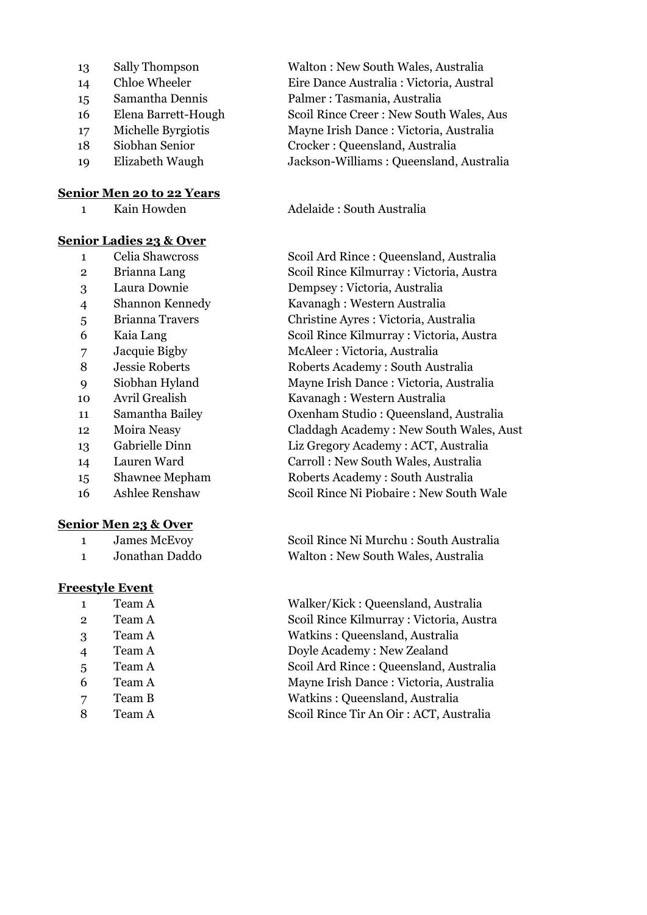| | | |
|---|---|---|
| 13 | Sally Thompson | Walton : New South Wales, Australia |
| 14 | Chloe Wheeler | Eire Dance Australia : Victoria, Austral |
| 15 | Samantha Dennis | Palmer : Tasmania, Australia |
| 16 | Elena Barrett-Hough | Scoil Rince Creer : New South Wales, Aus |
| 17 | Michelle Byrgiotis | Mayne Irish Dance : Victoria, Australia |
| 18 | Siobhan Senior | Crocker : Queensland, Australia |
| 19 | Elizabeth Waugh | Jackson-Williams : Queensland, Australia |

**Senior Men 20 to 22 Years**

| | | |
|---|---|---|
| 1 | Kain Howden | Adelaide : South Australia |

**Senior Ladies 23 & Over**

| | | |
|---|---|---|
| 1 | Celia Shawcross | Scoil Ard Rince : Queensland, Australia |
| 2 | Brianna Lang | Scoil Rince Kilmurray : Victoria, Austra |
| 3 | Laura Downie | Dempsey : Victoria, Australia |
| 4 | Shannon Kennedy | Kavanagh : Western Australia |
| 5 | Brianna Travers | Christine Ayres : Victoria, Australia |
| 6 | Kaia Lang | Scoil Rince Kilmurray : Victoria, Austra |
| 7 | Jacquie Bigby | McAleer : Victoria, Australia |
| 8 | Jessie Roberts | Roberts Academy : South Australia |
| 9 | Siobhan Hyland | Mayne Irish Dance : Victoria, Australia |
| 10 | Avril Grealish | Kavanagh : Western Australia |
| 11 | Samantha Bailey | Oxenham Studio : Queensland, Australia |
| 12 | Moira Neasy | Claddagh Academy : New South Wales, Aust |
| 13 | Gabrielle Dinn | Liz Gregory Academy : ACT, Australia |
| 14 | Lauren Ward | Carroll : New South Wales, Australia |
| 15 | Shawnee Mepham | Roberts Academy : South Australia |
| 16 | Ashlee Renshaw | Scoil Rince Ni Piobaire : New South Wale |

**Senior Men 23 & Over**

| | | |
|---|---|---|
| 1 | James McEvoy | Scoil Rince Ni Murchu : South Australia |
| 1 | Jonathan Daddo | Walton : New South Wales, Australia |

**Freestyle Event**

| | | |
|---|---|---|
| 1 | Team A | Walker/Kick : Queensland, Australia |
| 2 | Team A | Scoil Rince Kilmurray : Victoria, Austra |
| 3 | Team A | Watkins : Queensland, Australia |
| 4 | Team A | Doyle Academy : New Zealand |
| 5 | Team A | Scoil Ard Rince : Queensland, Australia |
| 6 | Team A | Mayne Irish Dance : Victoria, Australia |
| 7 | Team B | Watkins : Queensland, Australia |
| 8 | Team A | Scoil Rince Tir An Oir : ACT, Australia |